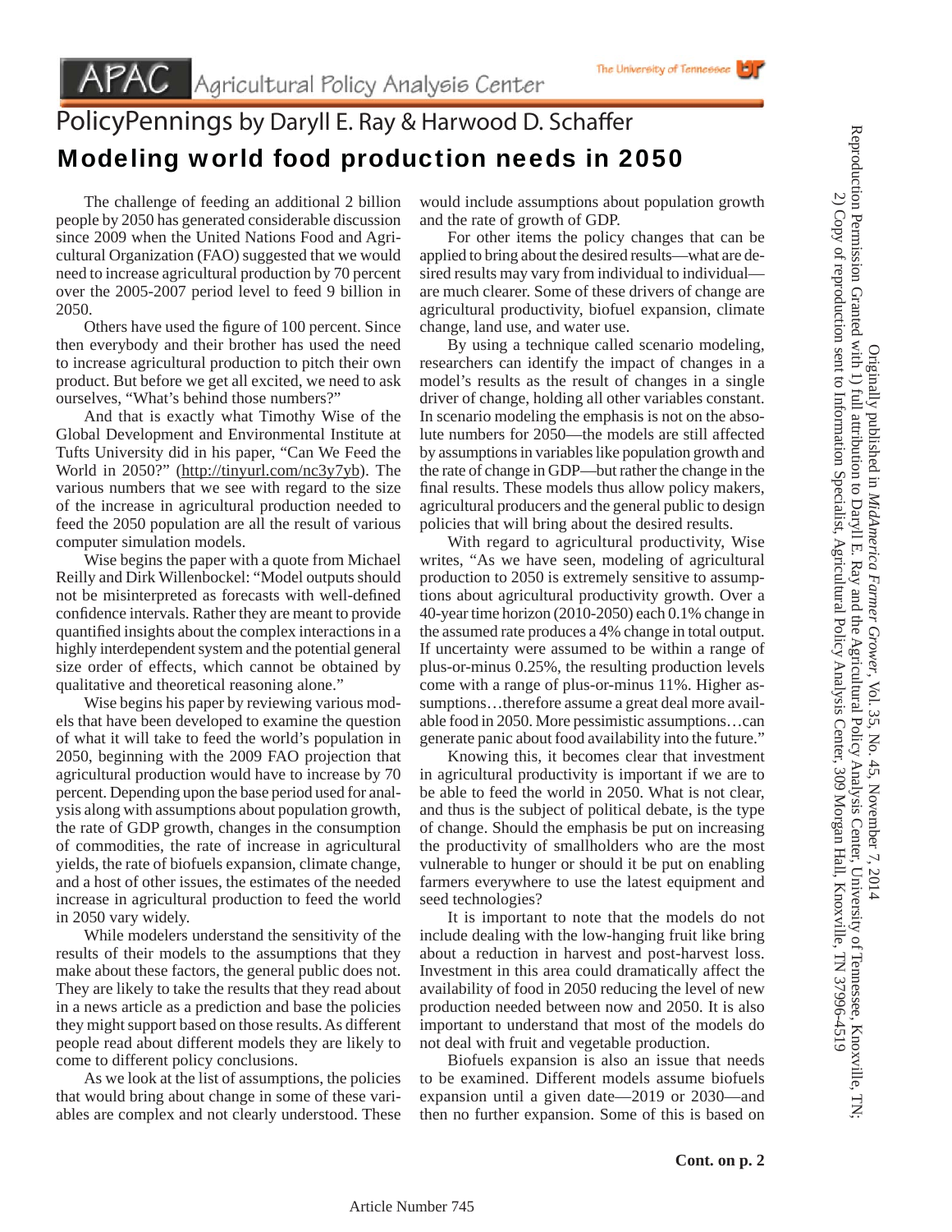APAC Agricultural Policy Analysis Center — The University of Tennessee

# PolicyPennings by Daryll E. Ray & Harwood D. Schaffer

## Modeling world food production needs in 2050

The challenge of feeding an additional 2 billion people by 2050 has generated considerable discussion since 2009 when the United Nations Food and Agricultural Organization (FAO) suggested that we would need to increase agricultural production by 70 percent over the 2005-2007 period level to feed 9 billion in 2050.

Others have used the figure of 100 percent. Since then everybody and their brother has used the need to increase agricultural production to pitch their own product. But before we get all excited, we need to ask ourselves, "What's behind those numbers?"

And that is exactly what Timothy Wise of the Global Development and Environmental Institute at Tufts University did in his paper, "Can We Feed the World in 2050?" (http://tinyurl.com/nc3y7yb). The various numbers that we see with regard to the size of the increase in agricultural production needed to feed the 2050 population are all the result of various computer simulation models.

Wise begins the paper with a quote from Michael Reilly and Dirk Willenbockel: "Model outputs should not be misinterpreted as forecasts with well-defined confidence intervals. Rather they are meant to provide quantified insights about the complex interactions in a highly interdependent system and the potential general size order of effects, which cannot be obtained by qualitative and theoretical reasoning alone."

Wise begins his paper by reviewing various models that have been developed to examine the question of what it will take to feed the world's population in 2050, beginning with the 2009 FAO projection that agricultural production would have to increase by 70 percent. Depending upon the base period used for analysis along with assumptions about population growth, the rate of GDP growth, changes in the consumption of commodities, the rate of increase in agricultural yields, the rate of biofuels expansion, climate change, and a host of other issues, the estimates of the needed increase in agricultural production to feed the world in 2050 vary widely.

While modelers understand the sensitivity of the results of their models to the assumptions that they make about these factors, the general public does not. They are likely to take the results that they read about in a news article as a prediction and base the policies they might support based on those results. As different people read about different models they are likely to come to different policy conclusions.

As we look at the list of assumptions, the policies that would bring about change in some of these variables are complex and not clearly understood. These would include assumptions about population growth and the rate of growth of GDP.

For other items the policy changes that can be applied to bring about the desired results—what are desired results may vary from individual to individual—are much clearer. Some of these drivers of change are agricultural productivity, biofuel expansion, climate change, land use, and water use.

By using a technique called scenario modeling, researchers can identify the impact of changes in a model's results as the result of changes in a single driver of change, holding all other variables constant. In scenario modeling the emphasis is not on the absolute numbers for 2050—the models are still affected by assumptions in variables like population growth and the rate of change in GDP—but rather the change in the final results. These models thus allow policy makers, agricultural producers and the general public to design policies that will bring about the desired results.

With regard to agricultural productivity, Wise writes, "As we have seen, modeling of agricultural production to 2050 is extremely sensitive to assumptions about agricultural productivity growth. Over a 40-year time horizon (2010-2050) each 0.1% change in the assumed rate produces a 4% change in total output. If uncertainty were assumed to be within a range of plus-or-minus 0.25%, the resulting production levels come with a range of plus-or-minus 11%. Higher assumptions…therefore assume a great deal more available food in 2050. More pessimistic assumptions…can generate panic about food availability into the future."

Knowing this, it becomes clear that investment in agricultural productivity is important if we are to be able to feed the world in 2050. What is not clear, and thus is the subject of political debate, is the type of change. Should the emphasis be put on increasing the productivity of smallholders who are the most vulnerable to hunger or should it be put on enabling farmers everywhere to use the latest equipment and seed technologies?

It is important to note that the models do not include dealing with the low-hanging fruit like bring about a reduction in harvest and post-harvest loss. Investment in this area could dramatically affect the availability of food in 2050 reducing the level of new production needed between now and 2050. It is also important to understand that most of the models do not deal with fruit and vegetable production.

Biofuels expansion is also an issue that needs to be examined. Different models assume biofuels expansion until a given date—2019 or 2030—and then no further expansion. Some of this is based on

**Cont. on p. 2**

Originally published in *MidAmerica Farmer Grower*, Vol. 35, No. 45, November 7, 2014
Reproduction Permission Granted with 1) full attribution to Daryll E. Ray and the Agricultural Policy Analysis Center, University of Tennessee, Knoxville, TN; 2) Copy of reproduction sent to Information Specialist, Agricultural Policy Analysis Center, 309 Morgan Hall, Knoxville, TN 37996-4519

Article Number 745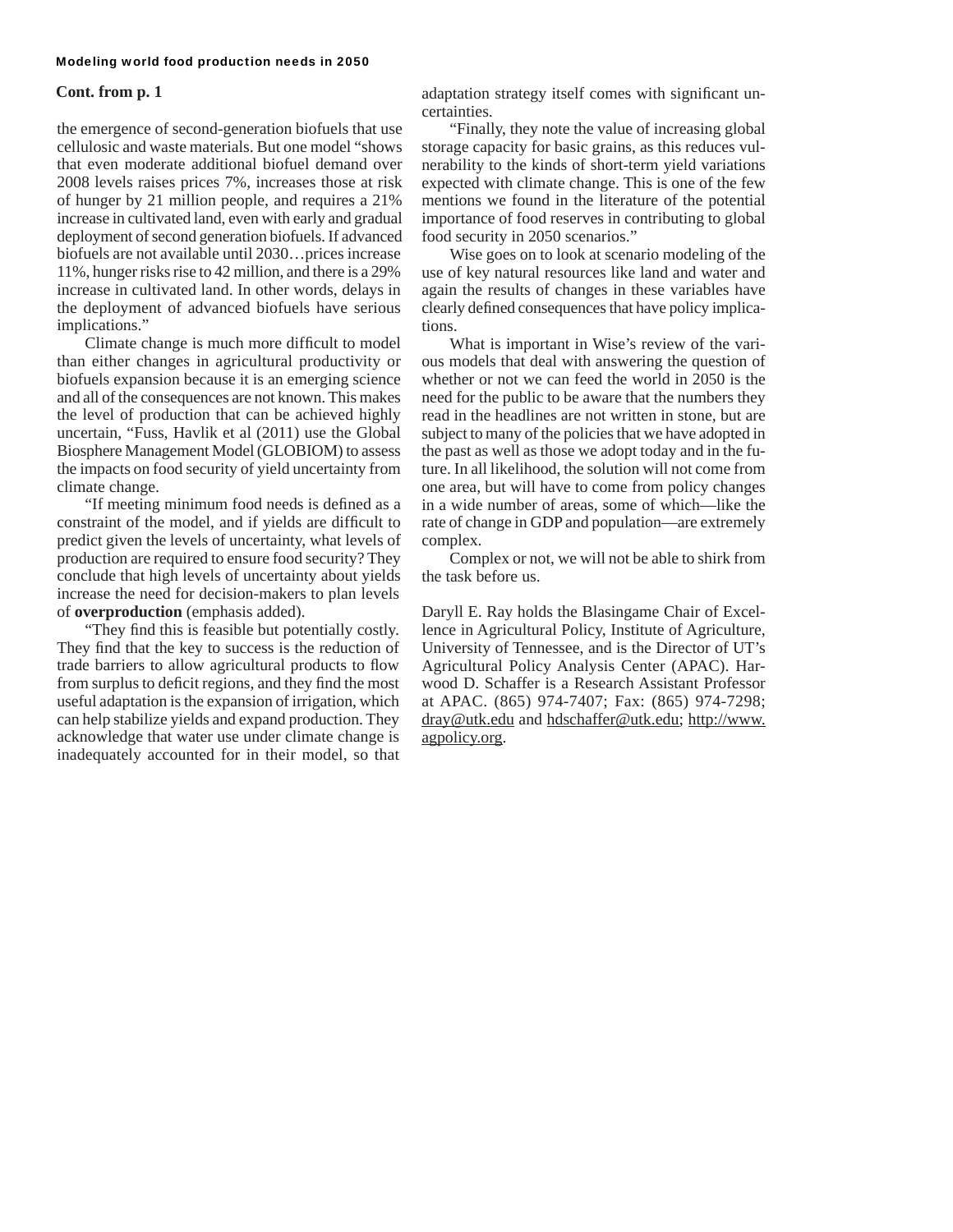**Cont. from p. 1**

the emergence of second-generation biofuels that use cellulosic and waste materials. But one model "shows that even moderate additional biofuel demand over 2008 levels raises prices 7%, increases those at risk of hunger by 21 million people, and requires a 21% increase in cultivated land, even with early and gradual deployment of second generation biofuels. If advanced biofuels are not available until 2030…prices increase 11%, hunger risks rise to 42 million, and there is a 29% increase in cultivated land. In other words, delays in the deployment of advanced biofuels have serious implications."

Climate change is much more difficult to model than either changes in agricultural productivity or biofuels expansion because it is an emerging science and all of the consequences are not known. This makes the level of production that can be achieved highly uncertain, "Fuss, Havlik et al (2011) use the Global Biosphere Management Model (GLOBIOM) to assess the impacts on food security of yield uncertainty from climate change.

"If meeting minimum food needs is defined as a constraint of the model, and if yields are difficult to predict given the levels of uncertainty, what levels of production are required to ensure food security? They conclude that high levels of uncertainty about yields increase the need for decision-makers to plan levels of **overproduction** (emphasis added).

"They find this is feasible but potentially costly. They find that the key to success is the reduction of trade barriers to allow agricultural products to flow from surplus to deficit regions, and they find the most useful adaptation is the expansion of irrigation, which can help stabilize yields and expand production. They acknowledge that water use under climate change is inadequately accounted for in their model, so that adaptation strategy itself comes with significant uncertainties.

"Finally, they note the value of increasing global storage capacity for basic grains, as this reduces vulnerability to the kinds of short-term yield variations expected with climate change. This is one of the few mentions we found in the literature of the potential importance of food reserves in contributing to global food security in 2050 scenarios."

Wise goes on to look at scenario modeling of the use of key natural resources like land and water and again the results of changes in these variables have clearly defined consequences that have policy implications.

What is important in Wise's review of the various models that deal with answering the question of whether or not we can feed the world in 2050 is the need for the public to be aware that the numbers they read in the headlines are not written in stone, but are subject to many of the policies that we have adopted in the past as well as those we adopt today and in the future. In all likelihood, the solution will not come from one area, but will have to come from policy changes in a wide number of areas, some of which—like the rate of change in GDP and population—are extremely complex.

Complex or not, we will not be able to shirk from the task before us.

Daryll E. Ray holds the Blasingame Chair of Excellence in Agricultural Policy, Institute of Agriculture, University of Tennessee, and is the Director of UT's Agricultural Policy Analysis Center (APAC). Harwood D. Schaffer is a Research Assistant Professor at APAC. (865) 974-7407; Fax: (865) 974-7298; dray@utk.edu and hdschaffer@utk.edu; http://www.agpolicy.org.